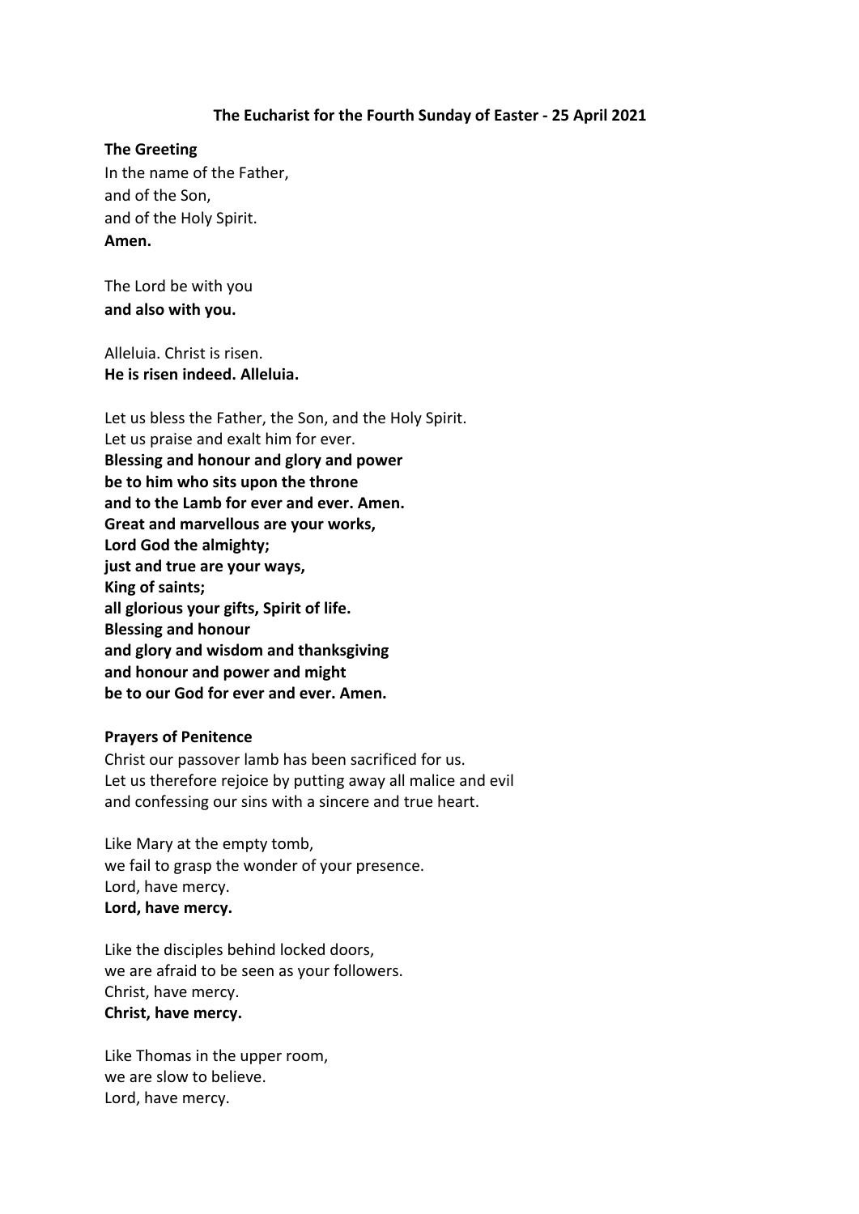**The Eucharist for the Fourth Sunday of Easter - 25 April 2021**

**The Greeting**

In the name of the Father,
and of the Son,
and of the Holy Spirit.
**Amen.**

The Lord be with you
**and also with you.**

Alleluia. Christ is risen.
**He is risen indeed. Alleluia.**

Let us bless the Father, the Son, and the Holy Spirit.
Let us praise and exalt him for ever.
**Blessing and honour and glory and power**
**be to him who sits upon the throne**
**and to the Lamb for ever and ever. Amen.**
**Great and marvellous are your works,**
**Lord God the almighty;**
**just and true are your ways,**
**King of saints;**
**all glorious your gifts, Spirit of life.**
**Blessing and honour**
**and glory and wisdom and thanksgiving**
**and honour and power and might**
**be to our God for ever and ever. Amen.**

**Prayers of Penitence**

Christ our passover lamb has been sacrificed for us.
Let us therefore rejoice by putting away all malice and evil
and confessing our sins with a sincere and true heart.

Like Mary at the empty tomb,
we fail to grasp the wonder of your presence.
Lord, have mercy.
**Lord, have mercy.**

Like the disciples behind locked doors,
we are afraid to be seen as your followers.
Christ, have mercy.
**Christ, have mercy.**

Like Thomas in the upper room,
we are slow to believe.
Lord, have mercy.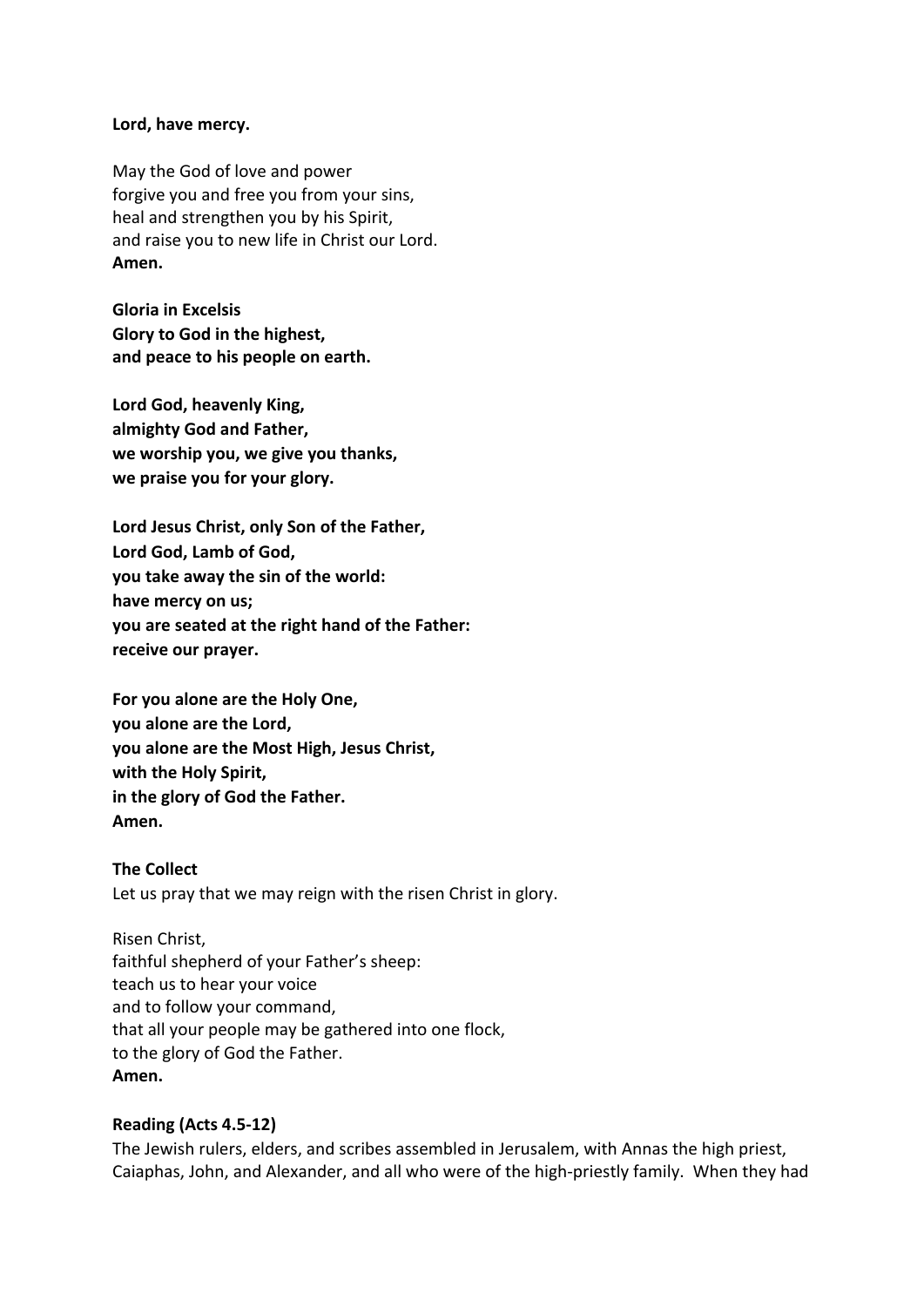**Lord, have mercy.**

May the God of love and power
forgive you and free you from your sins,
heal and strengthen you by his Spirit,
and raise you to new life in Christ our Lord.
**Amen.**

**Gloria in Excelsis**
**Glory to God in the highest,**
**and peace to his people on earth.**

**Lord God, heavenly King,**
**almighty God and Father,**
**we worship you, we give you thanks,**
**we praise you for your glory.**

**Lord Jesus Christ, only Son of the Father,**
**Lord God, Lamb of God,**
**you take away the sin of the world:**
**have mercy on us;**
**you are seated at the right hand of the Father:**
**receive our prayer.**

**For you alone are the Holy One,**
**you alone are the Lord,**
**you alone are the Most High, Jesus Christ,**
**with the Holy Spirit,**
**in the glory of God the Father.**
**Amen.**

**The Collect**
Let us pray that we may reign with the risen Christ in glory.

Risen Christ,
faithful shepherd of your Father's sheep:
teach us to hear your voice
and to follow your command,
that all your people may be gathered into one flock,
to the glory of God the Father.
**Amen.**

**Reading (Acts 4.5-12)**
The Jewish rulers, elders, and scribes assembled in Jerusalem, with Annas the high priest, Caiaphas, John, and Alexander, and all who were of the high-priestly family. When they had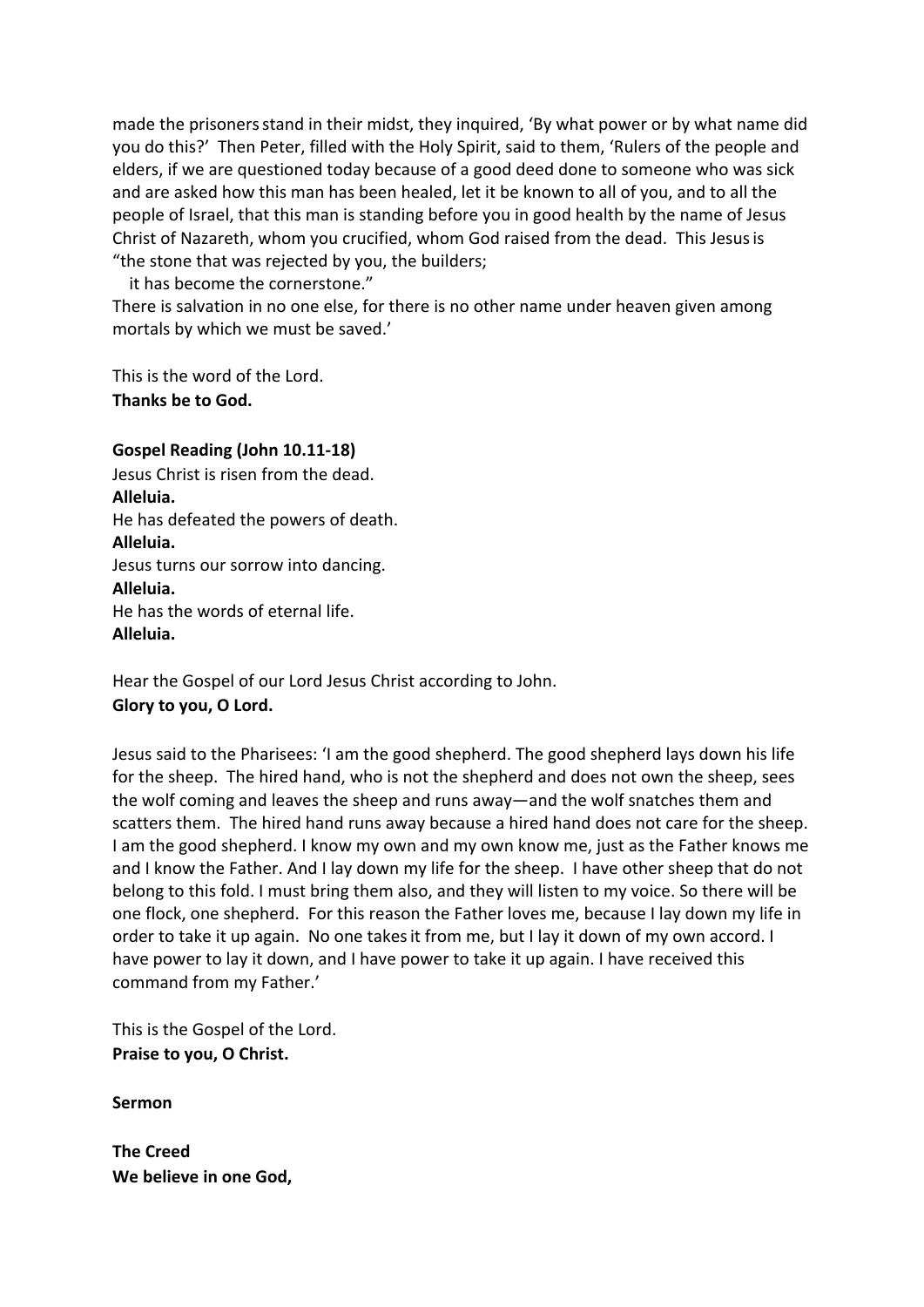made the prisoners stand in their midst, they inquired, 'By what power or by what name did you do this?' Then Peter, filled with the Holy Spirit, said to them, 'Rulers of the people and elders, if we are questioned today because of a good deed done to someone who was sick and are asked how this man has been healed, let it be known to all of you, and to all the people of Israel, that this man is standing before you in good health by the name of Jesus Christ of Nazareth, whom you crucified, whom God raised from the dead. This Jesus is "the stone that was rejected by you, the builders;
   it has become the cornerstone."
There is salvation in no one else, for there is no other name under heaven given among mortals by which we must be saved.'

This is the word of the Lord.
**Thanks be to God.**

**Gospel Reading (John 10.11-18)**
Jesus Christ is risen from the dead.
**Alleluia.**
He has defeated the powers of death.
**Alleluia.**
Jesus turns our sorrow into dancing.
**Alleluia.**
He has the words of eternal life.
**Alleluia.**

Hear the Gospel of our Lord Jesus Christ according to John.
**Glory to you, O Lord.**

Jesus said to the Pharisees: 'I am the good shepherd. The good shepherd lays down his life for the sheep. The hired hand, who is not the shepherd and does not own the sheep, sees the wolf coming and leaves the sheep and runs away—and the wolf snatches them and scatters them. The hired hand runs away because a hired hand does not care for the sheep. I am the good shepherd. I know my own and my own know me, just as the Father knows me and I know the Father. And I lay down my life for the sheep. I have other sheep that do not belong to this fold. I must bring them also, and they will listen to my voice. So there will be one flock, one shepherd. For this reason the Father loves me, because I lay down my life in order to take it up again. No one takes it from me, but I lay it down of my own accord. I have power to lay it down, and I have power to take it up again. I have received this command from my Father.'

This is the Gospel of the Lord.
**Praise to you, O Christ.**

**Sermon**

**The Creed**
**We believe in one God,**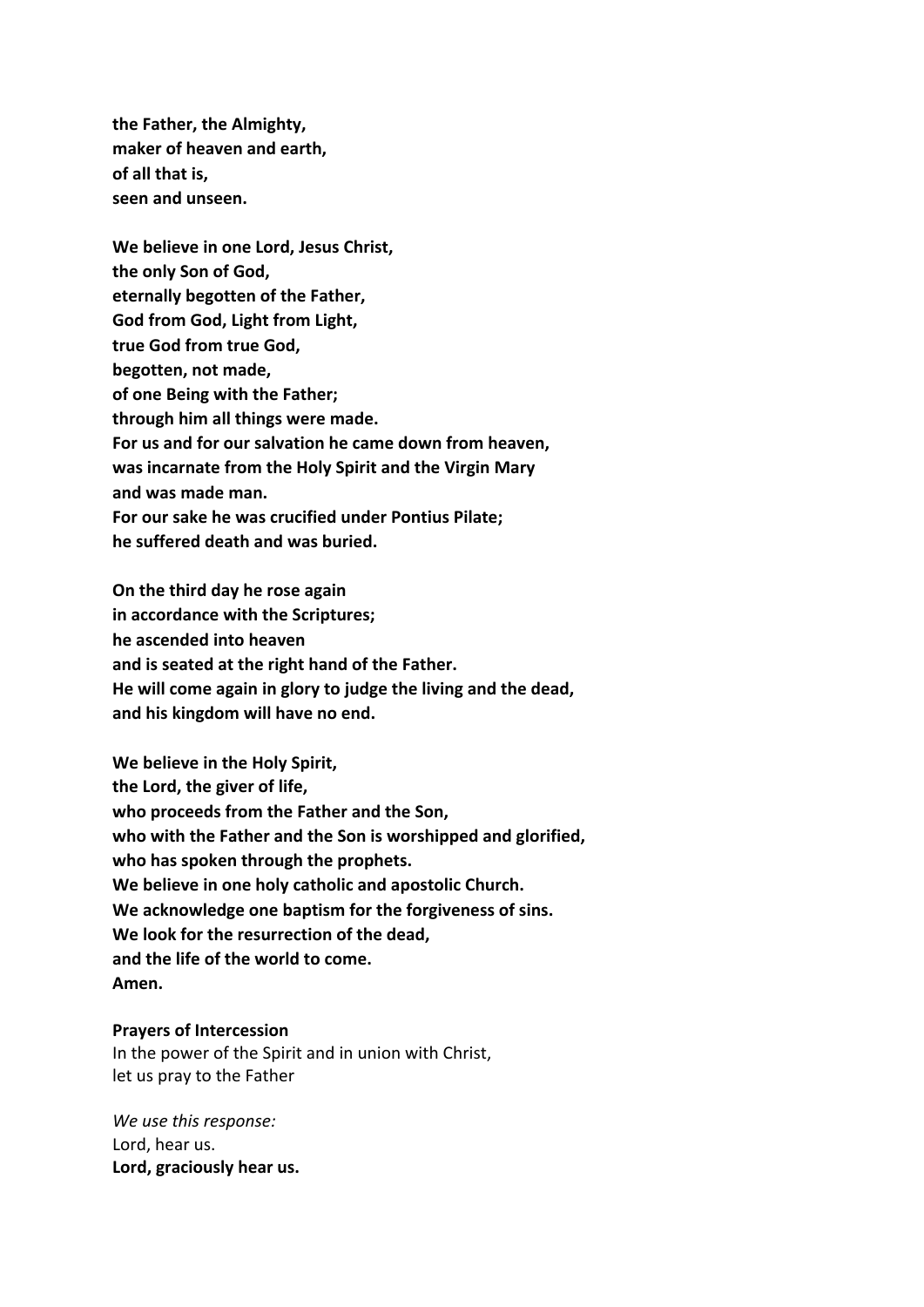**the Father, the Almighty,**
**maker of heaven and earth,**
**of all that is,**
**seen and unseen.**

**We believe in one Lord, Jesus Christ,**
**the only Son of God,**
**eternally begotten of the Father,**
**God from God, Light from Light,**
**true God from true God,**
**begotten, not made,**
**of one Being with the Father;**
**through him all things were made.**
**For us and for our salvation he came down from heaven,**
**was incarnate from the Holy Spirit and the Virgin Mary**
**and was made man.**
**For our sake he was crucified under Pontius Pilate;**
**he suffered death and was buried.**

**On the third day he rose again**
**in accordance with the Scriptures;**
**he ascended into heaven**
**and is seated at the right hand of the Father.**
**He will come again in glory to judge the living and the dead,**
**and his kingdom will have no end.**

**We believe in the Holy Spirit,**
**the Lord, the giver of life,**
**who proceeds from the Father and the Son,**
**who with the Father and the Son is worshipped and glorified,**
**who has spoken through the prophets.**
**We believe in one holy catholic and apostolic Church.**
**We acknowledge one baptism for the forgiveness of sins.**
**We look for the resurrection of the dead,**
**and the life of the world to come.**
**Amen.**

**Prayers of Intercession**
In the power of the Spirit and in union with Christ,
let us pray to the Father

*We use this response:*
Lord, hear us.
**Lord, graciously hear us.**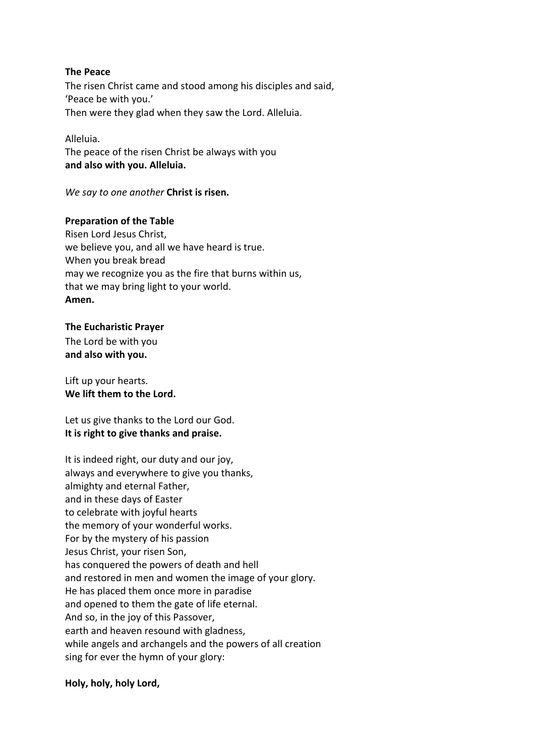**The Peace**

The risen Christ came and stood among his disciples and said,
'Peace be with you.'
Then were they glad when they saw the Lord. Alleluia.

Alleluia.
The peace of the risen Christ be always with you
**and also with you. Alleluia.**

*We say to one another* **Christ is risen.**

**Preparation of the Table**

Risen Lord Jesus Christ,
we believe you, and all we have heard is true.
When you break bread
may we recognize you as the fire that burns within us,
that we may bring light to your world.
**Amen.**

**The Eucharistic Prayer**

The Lord be with you
**and also with you.**

Lift up your hearts.
**We lift them to the Lord.**

Let us give thanks to the Lord our God.
**It is right to give thanks and praise.**

It is indeed right, our duty and our joy,
always and everywhere to give you thanks,
almighty and eternal Father,
and in these days of Easter
to celebrate with joyful hearts
the memory of your wonderful works.
For by the mystery of his passion
Jesus Christ, your risen Son,
has conquered the powers of death and hell
and restored in men and women the image of your glory.
He has placed them once more in paradise
and opened to them the gate of life eternal.
And so, in the joy of this Passover,
earth and heaven resound with gladness,
while angels and archangels and the powers of all creation
sing for ever the hymn of your glory:

**Holy, holy, holy Lord,**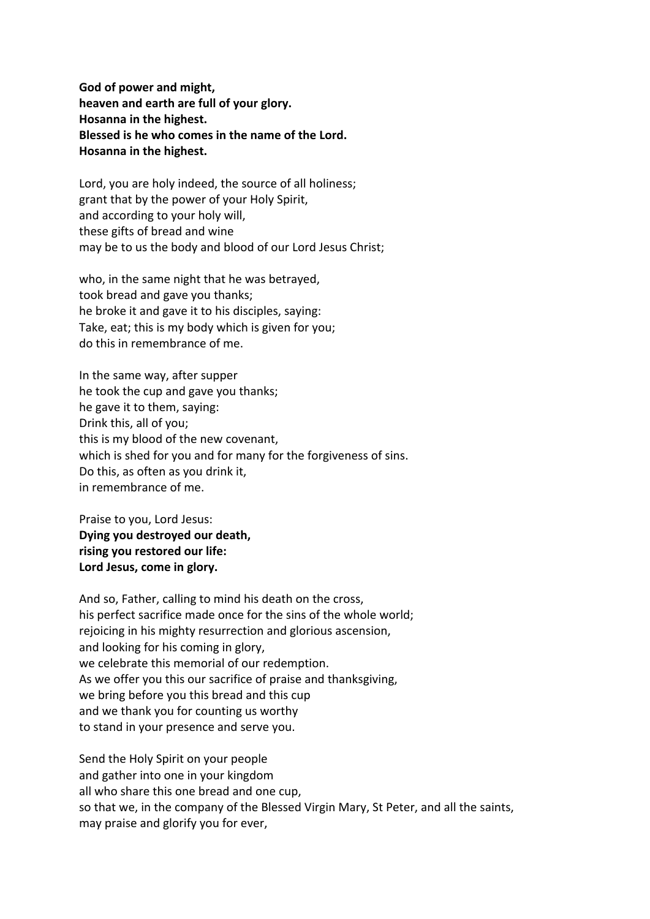**God of power and might,**
**heaven and earth are full of your glory.**
**Hosanna in the highest.**
**Blessed is he who comes in the name of the Lord.**
**Hosanna in the highest.**

Lord, you are holy indeed, the source of all holiness;
grant that by the power of your Holy Spirit,
and according to your holy will,
these gifts of bread and wine
may be to us the body and blood of our Lord Jesus Christ;

who, in the same night that he was betrayed,
took bread and gave you thanks;
he broke it and gave it to his disciples, saying:
Take, eat; this is my body which is given for you;
do this in remembrance of me.

In the same way, after supper
he took the cup and gave you thanks;
he gave it to them, saying:
Drink this, all of you;
this is my blood of the new covenant,
which is shed for you and for many for the forgiveness of sins.
Do this, as often as you drink it,
in remembrance of me.

Praise to you, Lord Jesus:
**Dying you destroyed our death,**
**rising you restored our life:**
**Lord Jesus, come in glory.**

And so, Father, calling to mind his death on the cross,
his perfect sacrifice made once for the sins of the whole world;
rejoicing in his mighty resurrection and glorious ascension,
and looking for his coming in glory,
we celebrate this memorial of our redemption.
As we offer you this our sacrifice of praise and thanksgiving,
we bring before you this bread and this cup
and we thank you for counting us worthy
to stand in your presence and serve you.

Send the Holy Spirit on your people
and gather into one in your kingdom
all who share this one bread and one cup,
so that we, in the company of the Blessed Virgin Mary, St Peter, and all the saints,
may praise and glorify you for ever,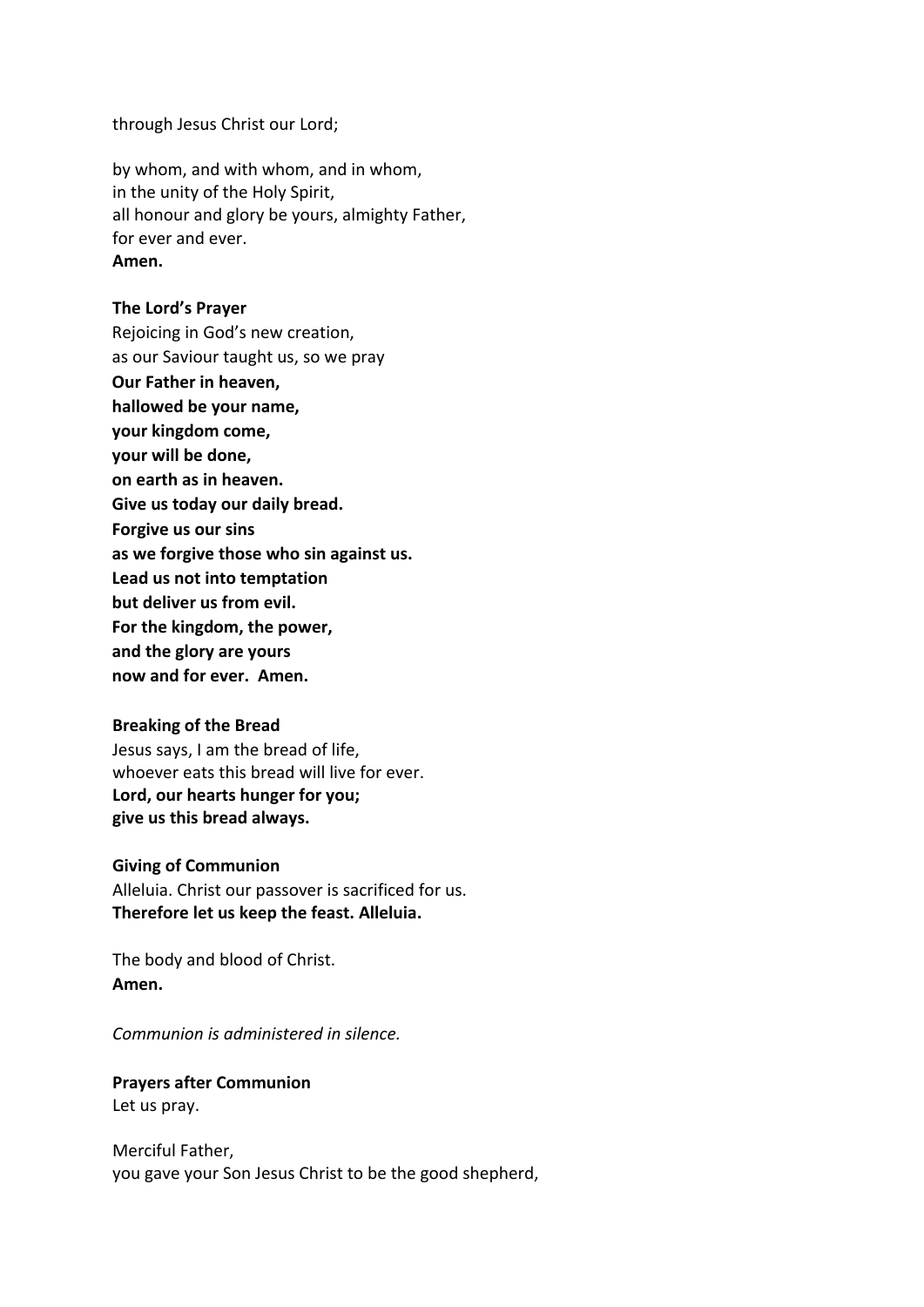through Jesus Christ our Lord;

by whom, and with whom, and in whom,  
in the unity of the Holy Spirit,  
all honour and glory be yours, almighty Father,  
for ever and ever.  
**Amen.**

**The Lord's Prayer**  
Rejoicing in God's new creation,  
as our Saviour taught us, so we pray  
**Our Father in heaven,**  
**hallowed be your name,**  
**your kingdom come,**  
**your will be done,**  
**on earth as in heaven.**  
**Give us today our daily bread.**  
**Forgive us our sins**  
**as we forgive those who sin against us.**  
**Lead us not into temptation**  
**but deliver us from evil.**  
**For the kingdom, the power,**  
**and the glory are yours**  
**now and for ever. Amen.**

**Breaking of the Bread**  
Jesus says, I am the bread of life,  
whoever eats this bread will live for ever.  
**Lord, our hearts hunger for you;**  
**give us this bread always.**

**Giving of Communion**  
Alleluia. Christ our passover is sacrificed for us.  
**Therefore let us keep the feast. Alleluia.**

The body and blood of Christ.  
**Amen.**

*Communion is administered in silence.*

**Prayers after Communion**  
Let us pray.

Merciful Father,  
you gave your Son Jesus Christ to be the good shepherd,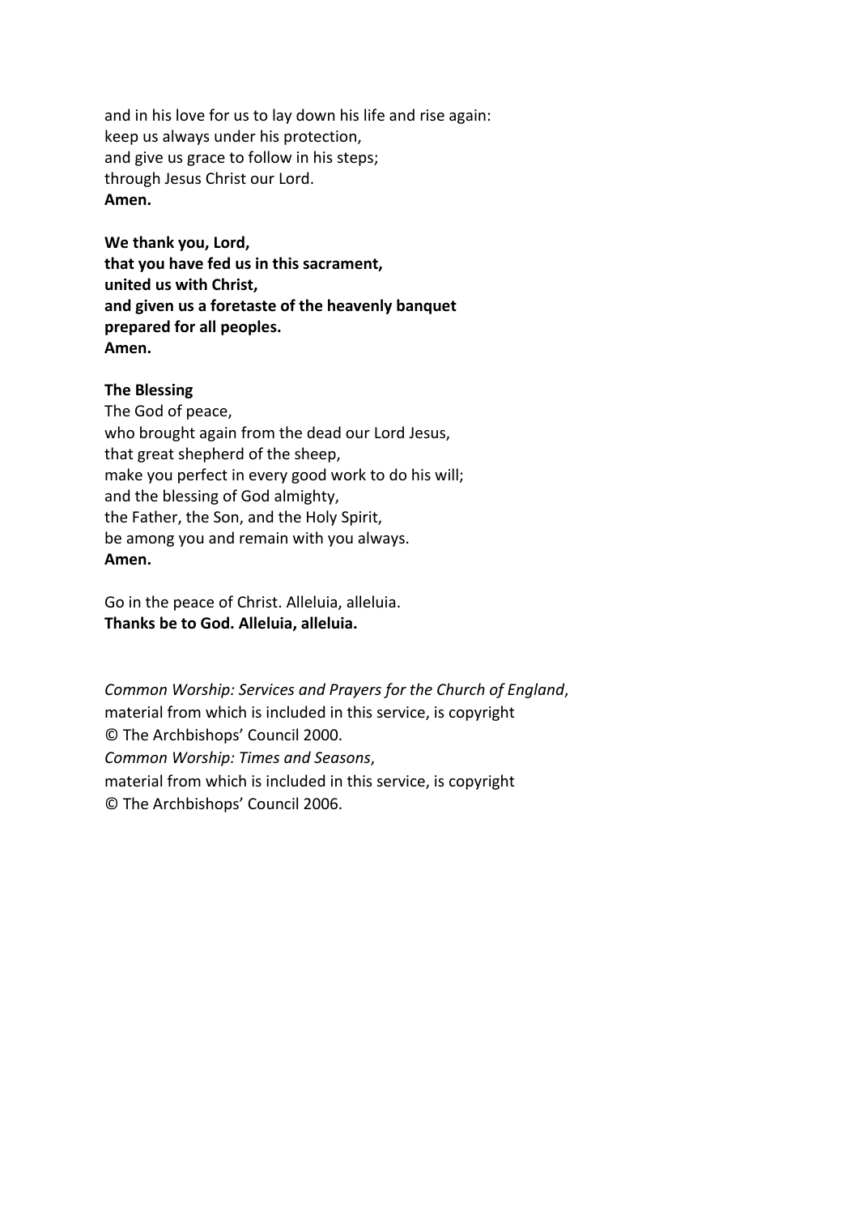and in his love for us to lay down his life and rise again:
keep us always under his protection,
and give us grace to follow in his steps;
through Jesus Christ our Lord.
**Amen.**

**We thank you, Lord,**
**that you have fed us in this sacrament,**
**united us with Christ,**
**and given us a foretaste of the heavenly banquet**
**prepared for all peoples.**
**Amen.**

**The Blessing**
The God of peace,
who brought again from the dead our Lord Jesus,
that great shepherd of the sheep,
make you perfect in every good work to do his will;
and the blessing of God almighty,
the Father, the Son, and the Holy Spirit,
be among you and remain with you always.
**Amen.**

Go in the peace of Christ. Alleluia, alleluia.
**Thanks be to God. Alleluia, alleluia.**

*Common Worship: Services and Prayers for the Church of England*,
material from which is included in this service, is copyright
© The Archbishops' Council 2000.
*Common Worship: Times and Seasons*,
material from which is included in this service, is copyright
© The Archbishops' Council 2006.